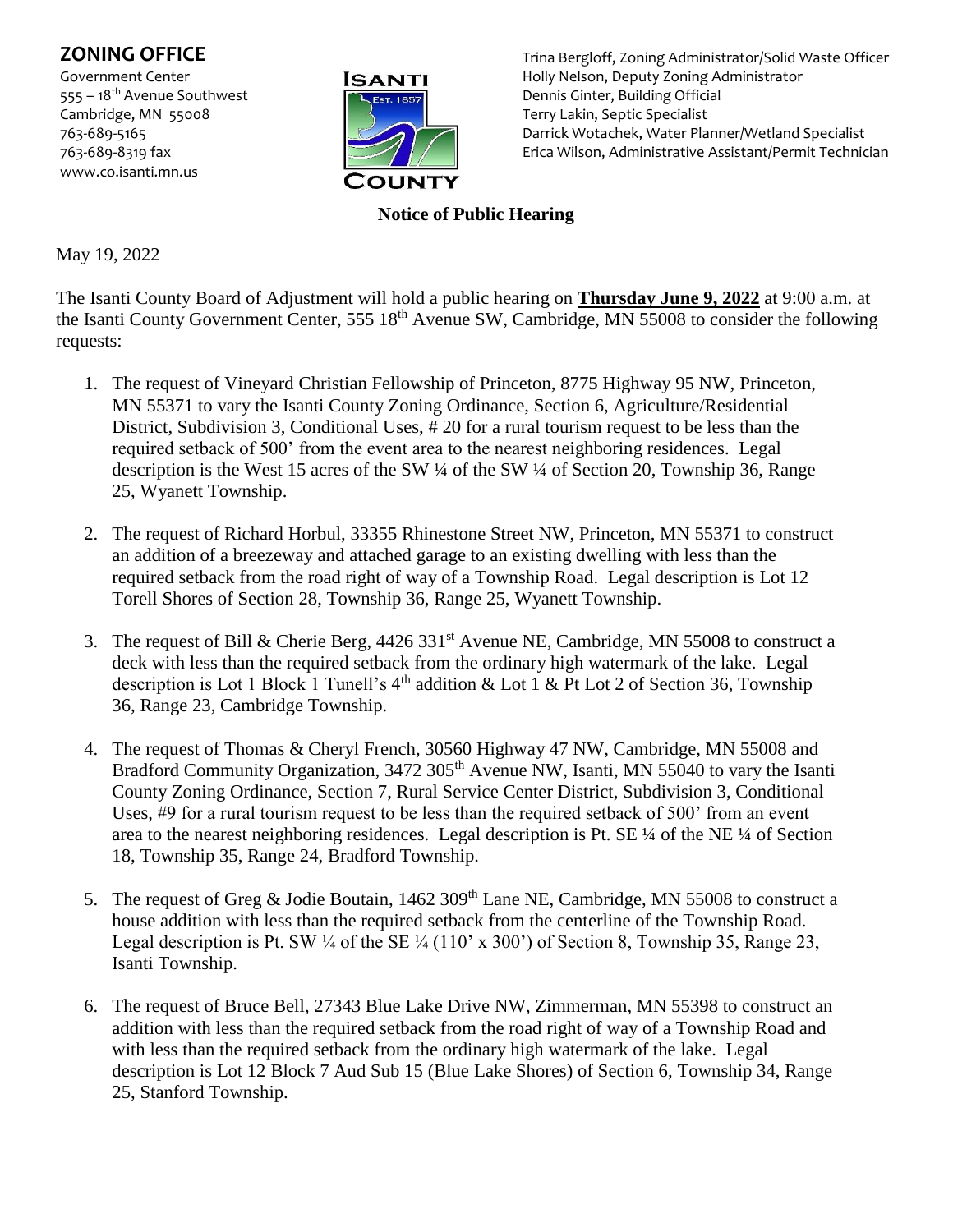## ZONING OFFICE

Government Center
555 – 18th Avenue Southwest
Cambridge, MN 55008
763-689-5165
763-689-8319 fax
www.co.isanti.mn.us

Trina Bergloff, Zoning Administrator/Solid Waste Officer
Holly Nelson, Deputy Zoning Administrator
Dennis Ginter, Building Official
Terry Lakin, Septic Specialist
Darrick Wotachek, Water Planner/Wetland Specialist
Erica Wilson, Administrative Assistant/Permit Technician

**Notice of Public Hearing**

May 19, 2022

The Isanti County Board of Adjustment will hold a public hearing on **Thursday June 9, 2022** at 9:00 a.m. at the Isanti County Government Center, 555 18th Avenue SW, Cambridge, MN 55008 to consider the following requests:

1. The request of Vineyard Christian Fellowship of Princeton, 8775 Highway 95 NW, Princeton, MN 55371 to vary the Isanti County Zoning Ordinance, Section 6, Agriculture/Residential District, Subdivision 3, Conditional Uses, # 20 for a rural tourism request to be less than the required setback of 500' from the event area to the nearest neighboring residences. Legal description is the West 15 acres of the SW ¼ of the SW ¼ of Section 20, Township 36, Range 25, Wyanett Township.

2. The request of Richard Horbul, 33355 Rhinestone Street NW, Princeton, MN 55371 to construct an addition of a breezeway and attached garage to an existing dwelling with less than the required setback from the road right of way of a Township Road. Legal description is Lot 12 Torell Shores of Section 28, Township 36, Range 25, Wyanett Township.

3. The request of Bill & Cherie Berg, 4426 331st Avenue NE, Cambridge, MN 55008 to construct a deck with less than the required setback from the ordinary high watermark of the lake. Legal description is Lot 1 Block 1 Tunell's 4th addition & Lot 1 & Pt Lot 2 of Section 36, Township 36, Range 23, Cambridge Township.

4. The request of Thomas & Cheryl French, 30560 Highway 47 NW, Cambridge, MN 55008 and Bradford Community Organization, 3472 305th Avenue NW, Isanti, MN 55040 to vary the Isanti County Zoning Ordinance, Section 7, Rural Service Center District, Subdivision 3, Conditional Uses, #9 for a rural tourism request to be less than the required setback of 500' from an event area to the nearest neighboring residences. Legal description is Pt. SE ¼ of the NE ¼ of Section 18, Township 35, Range 24, Bradford Township.

5. The request of Greg & Jodie Boutain, 1462 309th Lane NE, Cambridge, MN 55008 to construct a house addition with less than the required setback from the centerline of the Township Road. Legal description is Pt. SW ¼ of the SE ¼ (110' x 300') of Section 8, Township 35, Range 23, Isanti Township.

6. The request of Bruce Bell, 27343 Blue Lake Drive NW, Zimmerman, MN 55398 to construct an addition with less than the required setback from the road right of way of a Township Road and with less than the required setback from the ordinary high watermark of the lake. Legal description is Lot 12 Block 7 Aud Sub 15 (Blue Lake Shores) of Section 6, Township 34, Range 25, Stanford Township.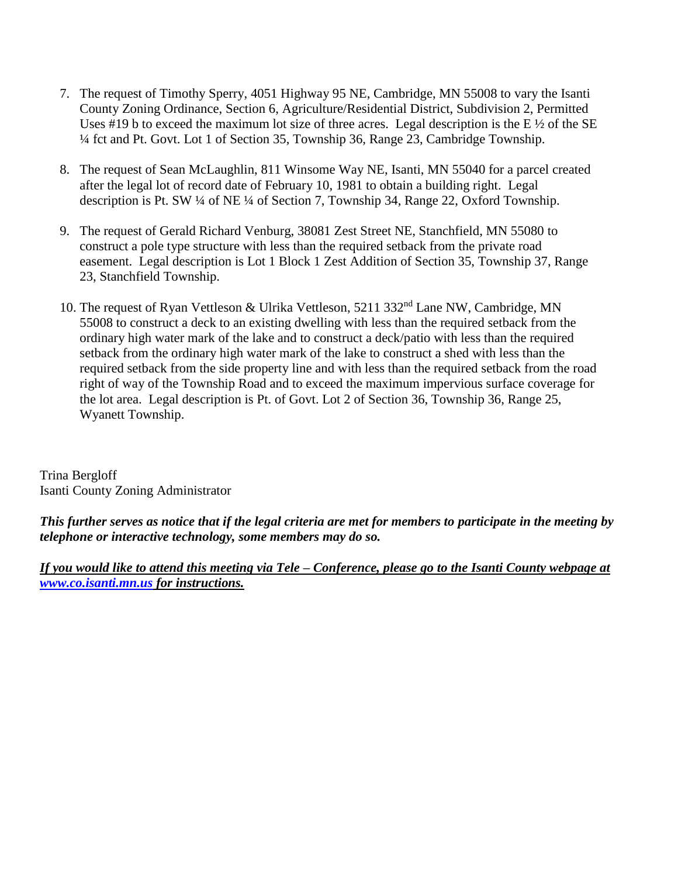7. The request of Timothy Sperry, 4051 Highway 95 NE, Cambridge, MN 55008 to vary the Isanti County Zoning Ordinance, Section 6, Agriculture/Residential District, Subdivision 2, Permitted Uses #19 b to exceed the maximum lot size of three acres. Legal description is the E ½ of the SE ¼ fct and Pt. Govt. Lot 1 of Section 35, Township 36, Range 23, Cambridge Township.

8. The request of Sean McLaughlin, 811 Winsome Way NE, Isanti, MN 55040 for a parcel created after the legal lot of record date of February 10, 1981 to obtain a building right. Legal description is Pt. SW ¼ of NE ¼ of Section 7, Township 34, Range 22, Oxford Township.

9. The request of Gerald Richard Venburg, 38081 Zest Street NE, Stanchfield, MN 55080 to construct a pole type structure with less than the required setback from the private road easement. Legal description is Lot 1 Block 1 Zest Addition of Section 35, Township 37, Range 23, Stanchfield Township.

10. The request of Ryan Vettleson & Ulrika Vettleson, 5211 332nd Lane NW, Cambridge, MN 55008 to construct a deck to an existing dwelling with less than the required setback from the ordinary high water mark of the lake and to construct a deck/patio with less than the required setback from the ordinary high water mark of the lake to construct a shed with less than the required setback from the side property line and with less than the required setback from the road right of way of the Township Road and to exceed the maximum impervious surface coverage for the lot area. Legal description is Pt. of Govt. Lot 2 of Section 36, Township 36, Range 25, Wyanett Township.

Trina Bergloff
Isanti County Zoning Administrator

***This further serves as notice that if the legal criteria are met for members to participate in the meeting by telephone or interactive technology, some members may do so.***

***If you would like to attend this meeting via Tele – Conference, please go to the Isanti County webpage at www.co.isanti.mn.us for instructions.***